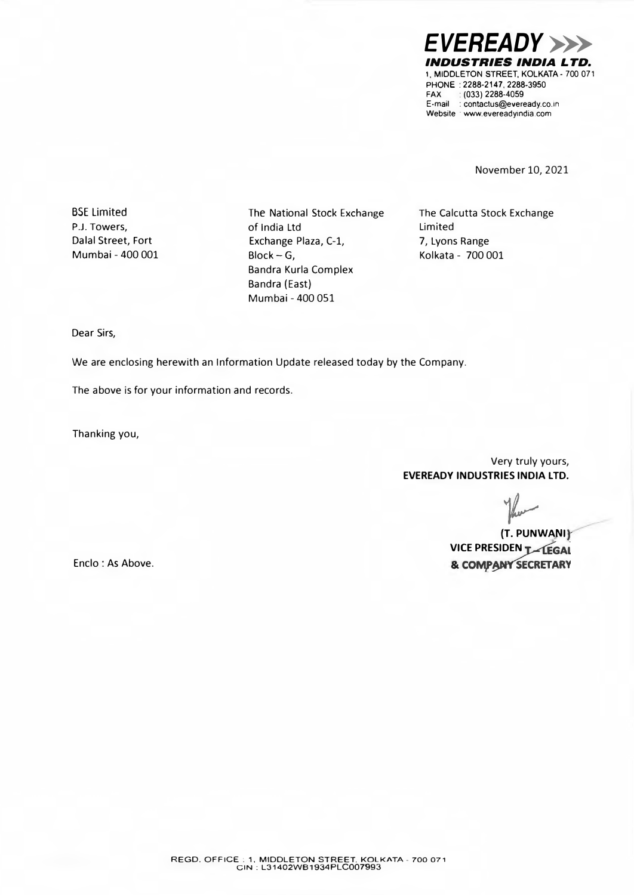**EVEREADY**
***INDUSTRIES INDIA LTD.***
1, MIDDLETON STREET, KOLKATA - 700 071
PHONE : 2288-2147, 2288-3950
FAX : (033) 2288-4059
E-mail : contactus@eveready.co.in
Website : www.evereadyindia.com

November 10, 2021

BSE Limited
P.J. Towers,
Dalal Street, Fort
Mumbai - 400 001

The National Stock Exchange of India Ltd
Exchange Plaza, C-1,
Block – G,
Bandra Kurla Complex
Bandra (East)
Mumbai - 400 051

The Calcutta Stock Exchange Limited
7, Lyons Range
Kolkata - 700 001

Dear Sirs,

We are enclosing herewith an Information Update released today by the Company.

The above is for your information and records.

Thanking you,

Very truly yours,
**EVEREADY INDUSTRIES INDIA LTD.**

**(T. PUNWANI)**
**VICE PRESIDENT – LEGAL & COMPANY SECRETARY**

Enclo : As Above.

REGD. OFFICE : 1, MIDDLETON STREET, KOLKATA - 700 071
CIN : L31402WB1934PLC007993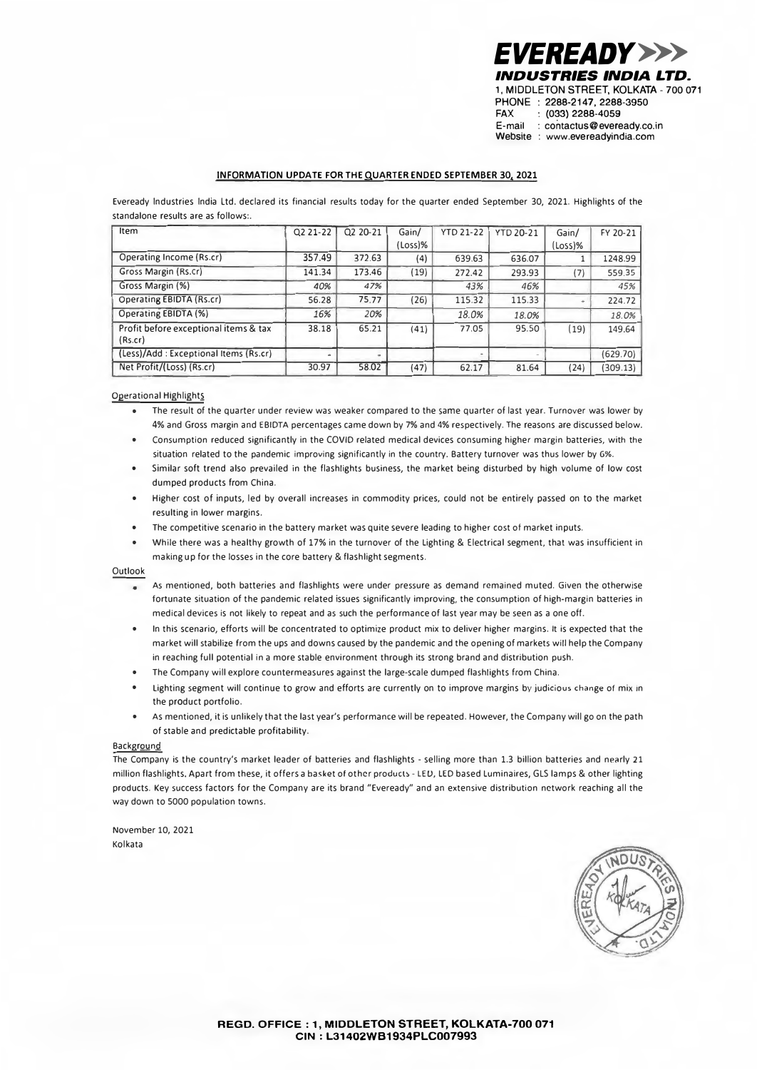**EVEREADY INDUSTRIES INDIA LTD.**
1, MIDDLETON STREET, KOLKATA - 700 071
PHONE : 2288-2147, 2288-3950
FAX : (033) 2288-4059
E-mail : contactus@eveready.co.in
Website : www.evereadyindia.com

## INFORMATION UPDATE FOR THE QUARTER ENDED SEPTEMBER 30, 2021

Eveready Industries India Ltd. declared its financial results today for the quarter ended September 30, 2021. Highlights of the standalone results are as follows:.

| Item | Q2 21-22 | Q2 20-21 | Gain/ (Loss)% | YTD 21-22 | YTD 20-21 | Gain/ (Loss)% | FY 20-21 |
|---|---|---|---|---|---|---|---|
| Operating Income (Rs.cr) | 357.49 | 372.63 | (4) | 639.63 | 636.07 | 1 | 1248.99 |
| Gross Margin (Rs.cr) | 141.34 | 173.46 | (19) | 272.42 | 293.93 | (7) | 559.35 |
| Gross Margin (%) | *40%* | *47%* | | *43%* | *46%* | | *45%* |
| Operating EBIDTA (Rs.cr) | 56.28 | 75.77 | (26) | 115.32 | 115.33 | - | 224.72 |
| Operating EBIDTA (%) | *16%* | *20%* | | *18.0%* | *18.0%* | | *18.0%* |
| Profit before exceptional items & tax (Rs.cr) | 38.18 | 65.21 | (41) | 77.05 | 95.50 | (19) | 149.64 |
| (Less)/Add : Exceptional Items (Rs.cr) | - | - | | - | - | | (629.70) |
| Net Profit/(Loss) (Rs.cr) | 30.97 | 58.02 | (47) | 62.17 | 81.64 | (24) | (309.13) |

### Operational Highlights

- The result of the quarter under review was weaker compared to the same quarter of last year. Turnover was lower by 4% and Gross margin and EBIDTA percentages came down by 7% and 4% respectively. The reasons are discussed below.
- Consumption reduced significantly in the COVID related medical devices consuming higher margin batteries, with the situation related to the pandemic improving significantly in the country. Battery turnover was thus lower by 6%.
- Similar soft trend also prevailed in the flashlights business, the market being disturbed by high volume of low cost dumped products from China.
- Higher cost of inputs, led by overall increases in commodity prices, could not be entirely passed on to the market resulting in lower margins.
- The competitive scenario in the battery market was quite severe leading to higher cost of market inputs.
- While there was a healthy growth of 17% in the turnover of the Lighting & Electrical segment, that was insufficient in making up for the losses in the core battery & flashlight segments.

### Outlook

- As mentioned, both batteries and flashlights were under pressure as demand remained muted. Given the otherwise fortunate situation of the pandemic related issues significantly improving, the consumption of high-margin batteries in medical devices is not likely to repeat and as such the performance of last year may be seen as a one off.
- In this scenario, efforts will be concentrated to optimize product mix to deliver higher margins. It is expected that the market will stabilize from the ups and downs caused by the pandemic and the opening of markets will help the Company in reaching full potential in a more stable environment through its strong brand and distribution push.
- The Company will explore countermeasures against the large-scale dumped flashlights from China.
- Lighting segment will continue to grow and efforts are currently on to improve margins by judicious change of mix in the product portfolio.
- As mentioned, it is unlikely that the last year's performance will be repeated. However, the Company will go on the path of stable and predictable profitability.

### Background

The Company is the country's market leader of batteries and flashlights - selling more than 1.3 billion batteries and nearly 21 million flashlights. Apart from these, it offers a basket of other products - LED, LED based Luminaires, GLS lamps & other lighting products. Key success factors for the Company are its brand "Eveready" and an extensive distribution network reaching all the way down to 5000 population towns.

November 10, 2021
Kolkata

**REGD. OFFICE : 1, MIDDLETON STREET, KOLKATA-700 071**
**CIN : L31402WB1934PLC007993**